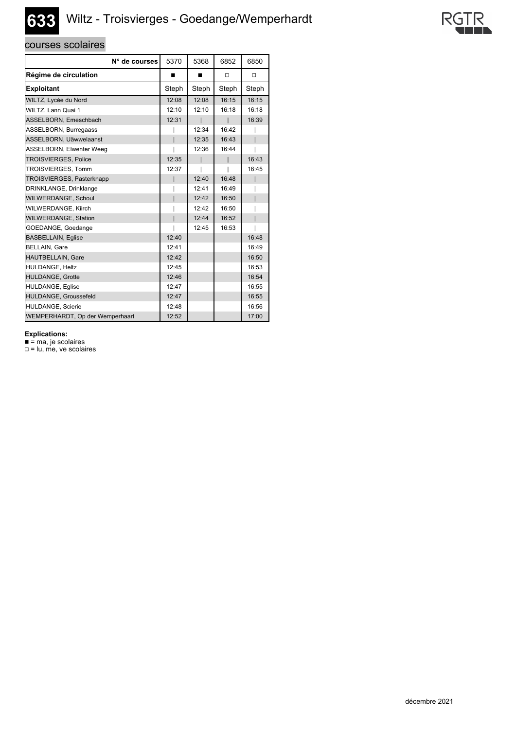# 633 Wiltz - Troisvierges - Goedange/Wemperhardt

## courses scolaires

| N° de courses | 5370 | 5368 | 6852 | 6850 |
|---|---|---|---|---|
| **Régime de circulation** | ■ | ■ | □ | □ |
| **Exploitant** | Steph | Steph | Steph | Steph |
| WILTZ, Lycée du Nord | 12:08 | 12:08 | 16:15 | 16:15 |
| WILTZ, Lann Quai 1 | 12:10 | 12:10 | 16:18 | 16:18 |
| ASSELBORN, Emeschbach | 12:31 | \| | \| | 16:39 |
| ASSELBORN, Burregaass | \| | 12:34 | 16:42 | \| |
| ASSELBORN, Uäwwelaanst | \| | 12:35 | 16:43 | \| |
| ASSELBORN, Elwenter Weeg | \| | 12:36 | 16:44 | \| |
| TROISVIERGES, Police | 12:35 | \| | \| | 16:43 |
| TROISVIERGES, Tomm | 12:37 | \| | \| | 16:45 |
| TROISVIERGES, Pasterknapp | \| | 12:40 | 16:48 | \| |
| DRINKLANGE, Drinklange | \| | 12:41 | 16:49 | \| |
| WILWERDANGE, Schoul | \| | 12:42 | 16:50 | \| |
| WILWERDANGE, Kiirch | \| | 12:42 | 16:50 | \| |
| WILWERDANGE, Station | \| | 12:44 | 16:52 | \| |
| GOEDANGE, Goedange | \| | 12:45 | 16:53 | \| |
| BASBELLAIN, Eglise | 12:40 | | | 16:48 |
| BELLAIN, Gare | 12:41 | | | 16:49 |
| HAUTBELLAIN, Gare | 12:42 | | | 16:50 |
| HULDANGE, Heltz | 12:45 | | | 16:53 |
| HULDANGE, Grotte | 12:46 | | | 16:54 |
| HULDANGE, Eglise | 12:47 | | | 16:55 |
| HULDANGE, Groussefeld | 12:47 | | | 16:55 |
| HULDANGE, Scierie | 12:48 | | | 16:56 |
| WEMPERHARDT, Op der Wemperhaart | 12:52 | | | 17:00 |

**Explications:**
■ = ma, je scolaires
□ = lu, me, ve scolaires

décembre 2021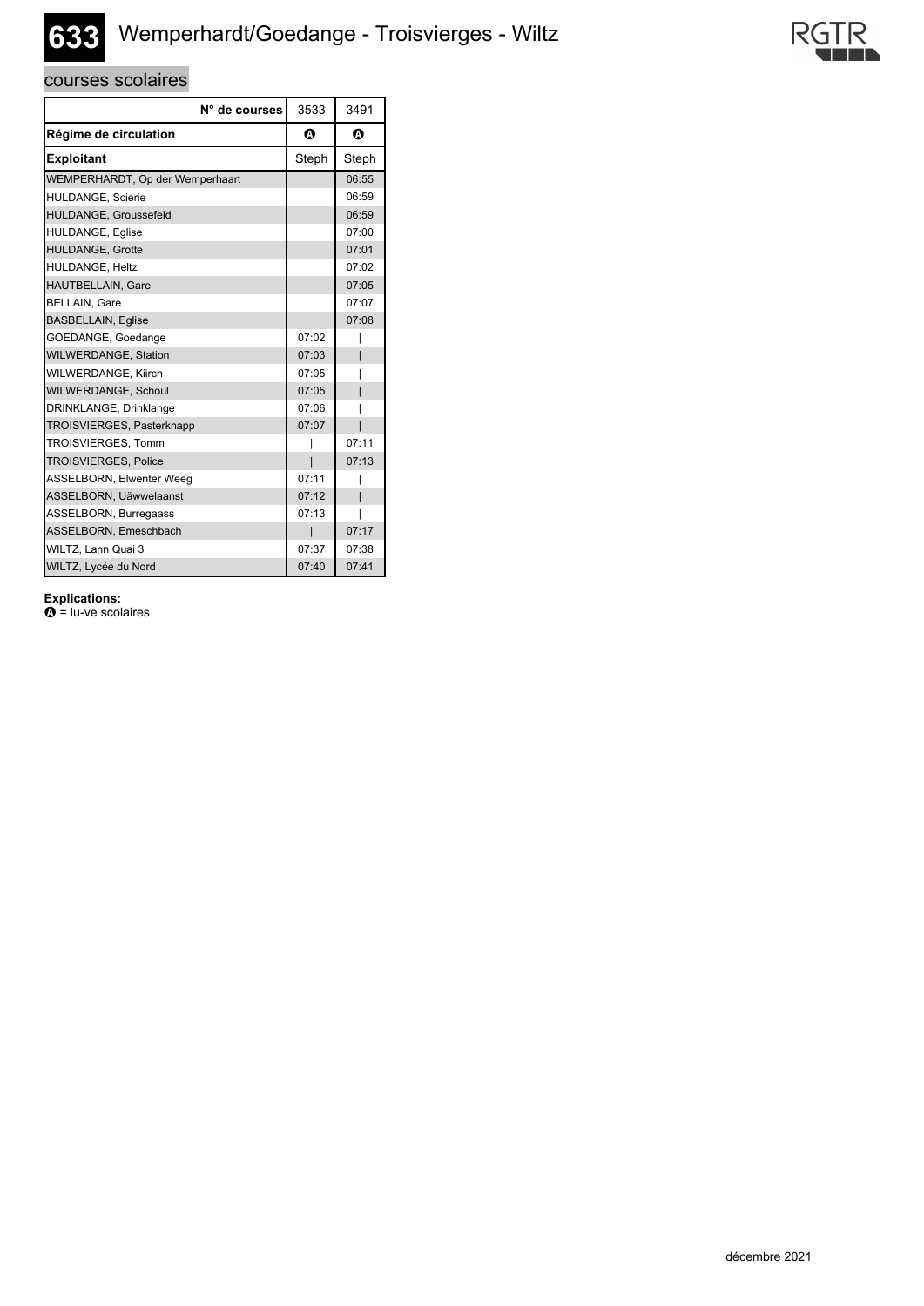# 633 Wemperhardt/Goedange - Troisvierges - Wiltz

## courses scolaires

| N° de courses | 3533 | 3491 |
|---|---|---|
| **Régime de circulation** | A | A |
| **Exploitant** | Steph | Steph |
| WEMPERHARDT, Op der Wemperhaart | | 06:55 |
| HULDANGE, Scierie | | 06:59 |
| HULDANGE, Groussefeld | | 06:59 |
| HULDANGE, Eglise | | 07:00 |
| HULDANGE, Grotte | | 07:01 |
| HULDANGE, Heltz | | 07:02 |
| HAUTBELLAIN, Gare | | 07:05 |
| BELLAIN, Gare | | 07:07 |
| BASBELLAIN, Eglise | | 07:08 |
| GOEDANGE, Goedange | 07:02 | \| |
| WILWERDANGE, Station | 07:03 | \| |
| WILWERDANGE, Kiirch | 07:05 | \| |
| WILWERDANGE, Schoul | 07:05 | \| |
| DRINKLANGE, Drinklange | 07:06 | \| |
| TROISVIERGES, Pasterknapp | 07:07 | \| |
| TROISVIERGES, Tomm | \| | 07:11 |
| TROISVIERGES, Police | \| | 07:13 |
| ASSELBORN, Elwenter Weeg | 07:11 | \| |
| ASSELBORN, Uäwwelaanst | 07:12 | \| |
| ASSELBORN, Burregaass | 07:13 | \| |
| ASSELBORN, Emeschbach | \| | 07:17 |
| WILTZ, Lann Quai 3 | 07:37 | 07:38 |
| WILTZ, Lycée du Nord | 07:40 | 07:41 |

**Explications:**
A = lu-ve scolaires

décembre 2021